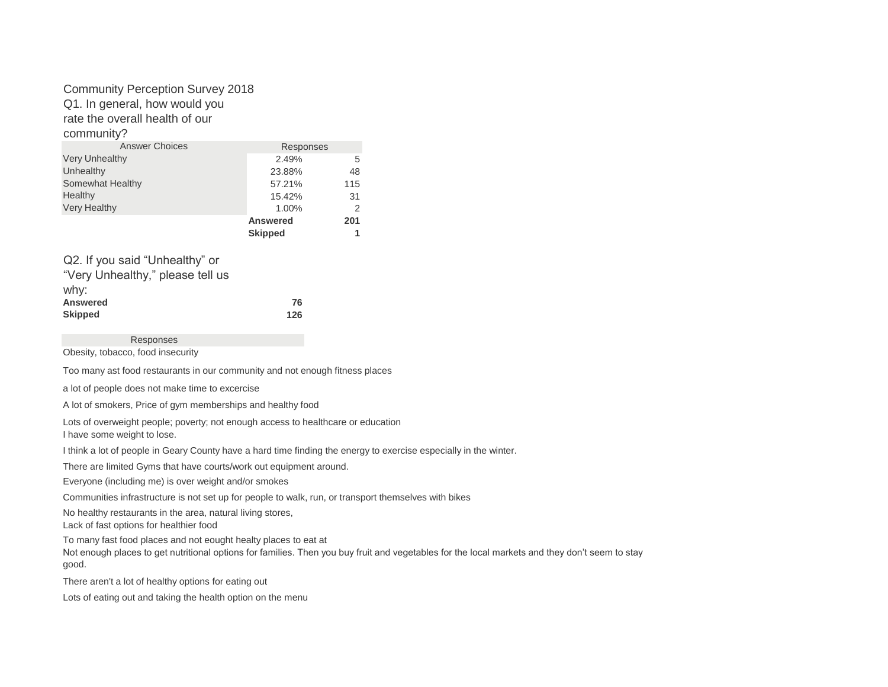Community Perception Survey 2018

Q1. In general, how would you rate the overall health of our community?

| Answer Choices | Responses | |
|---|---|---|
| Very Unhealthy | 2.49% | 5 |
| Unhealthy | 23.88% | 48 |
| Somewhat Healthy | 57.21% | 115 |
| Healthy | 15.42% | 31 |
| Very Healthy | 1.00% | 2 |
| | **Answered** | **201** |
| | **Skipped** | **1** |

Q2. If you said "Unhealthy" or "Very Unhealthy," please tell us why:

| | |
|---|---|
| **Answered** | **76** |
| **Skipped** | **126** |

| Responses |
|---|
| Obesity, tobacco, food insecurity |
| Too many ast food restaurants in our community and not enough fitness places |
| a lot of people does not make time to excercise |
| A lot of smokers, Price of gym memberships and healthy food |
| Lots of overweight people; poverty; not enough access to healthcare or education |
| I have some weight to lose. |
| I think a lot of people in Geary County have a hard time finding the energy to exercise especially in the winter. |
| There are limited Gyms that have courts/work out equipment around. |
| Everyone (including me) is over weight and/or smokes |
| Communities infrastructure is not set up for people to walk, run, or transport themselves with bikes |
| No healthy restaurants in the area, natural living stores, |
| Lack of fast options for healthier food |
| To many fast food places and not eought healty places to eat at |
| Not enough places to get nutritional options for families. Then you buy fruit and vegetables for the local markets and they don't seem to stay good. |
| There aren't a lot of healthy options for eating out |
| Lots of eating out and taking the health option on the menu |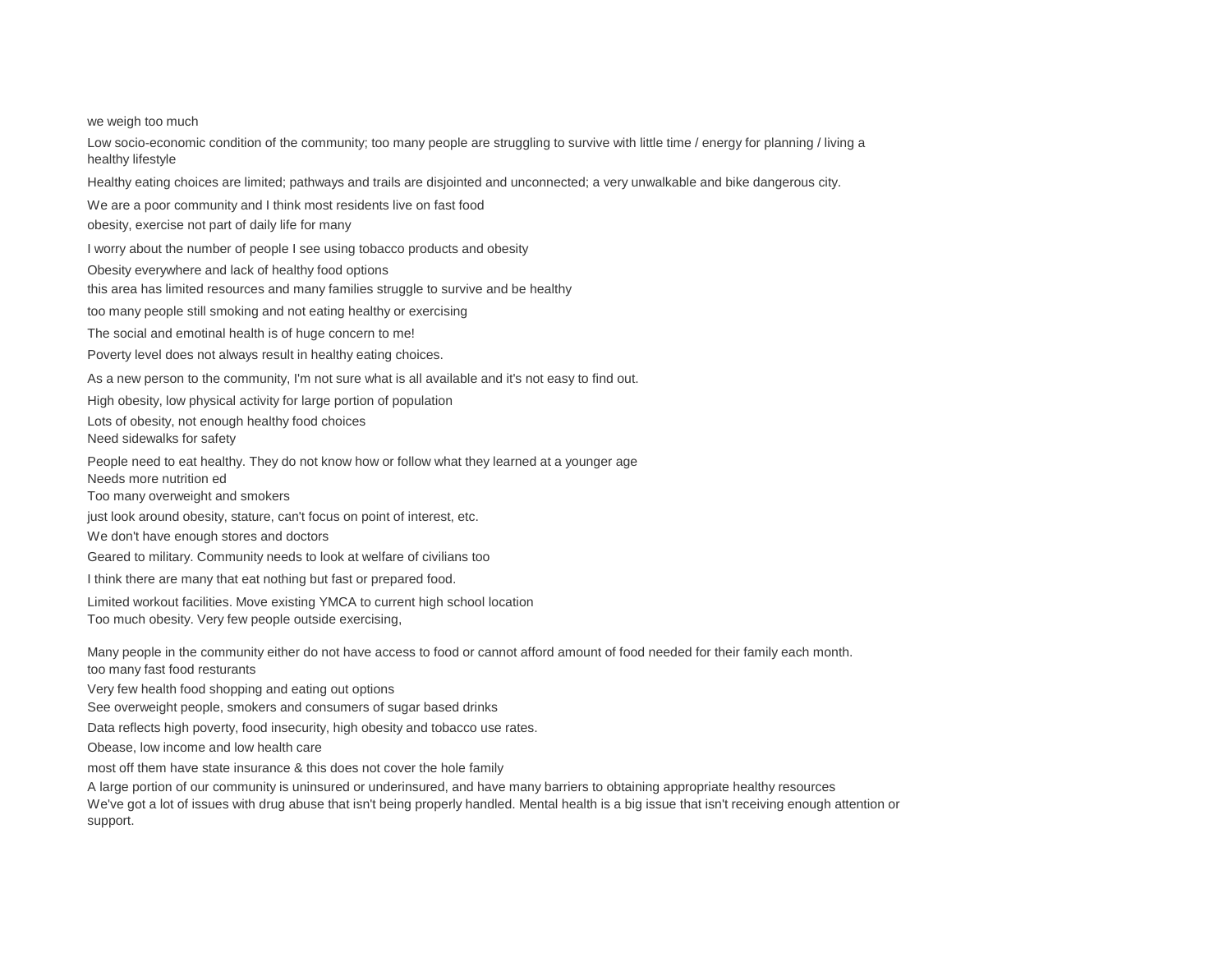we weigh too much

Low socio-economic condition of the community; too many people are struggling to survive with little time / energy for planning / living a healthy lifestyle

Healthy eating choices are limited; pathways and trails are disjointed and unconnected; a very unwalkable and bike dangerous city.

We are a poor community and I think most residents live on fast food

obesity, exercise not part of daily life for many

I worry about the number of people I see using tobacco products and obesity

Obesity everywhere and lack of healthy food options

this area has limited resources and many families struggle to survive and be healthy

too many people still smoking and not eating healthy or exercising

The social and emotinal health is of huge concern to me!

Poverty level does not always result in healthy eating choices.

As a new person to the community, I'm not sure what is all available and it's not easy to find out.

High obesity, low physical activity for large portion of population

Lots of obesity, not enough healthy food choices

Need sidewalks for safety

People need to eat healthy. They do not know how or follow what they learned at a younger age

Needs more nutrition ed

Too many overweight and smokers

just look around obesity, stature, can't focus on point of interest, etc.

We don't have enough stores and doctors

Geared to military. Community needs to look at welfare of civilians too

I think there are many that eat nothing but fast or prepared food.

Limited workout facilities. Move existing YMCA to current high school location

Too much obesity. Very few people outside exercising,

Many people in the community either do not have access to food or cannot afford amount of food needed for their family each month.

too many fast food resturants

Very few health food shopping and eating out options

See overweight people, smokers and consumers of sugar based drinks

Data reflects high poverty, food insecurity, high obesity and tobacco use rates.

Obease, low income and low health care

most off them have state insurance & this does not cover the hole family

A large portion of our community is uninsured or underinsured, and have many barriers to obtaining appropriate healthy resources

We've got a lot of issues with drug abuse that isn't being properly handled. Mental health is a big issue that isn't receiving enough attention or support.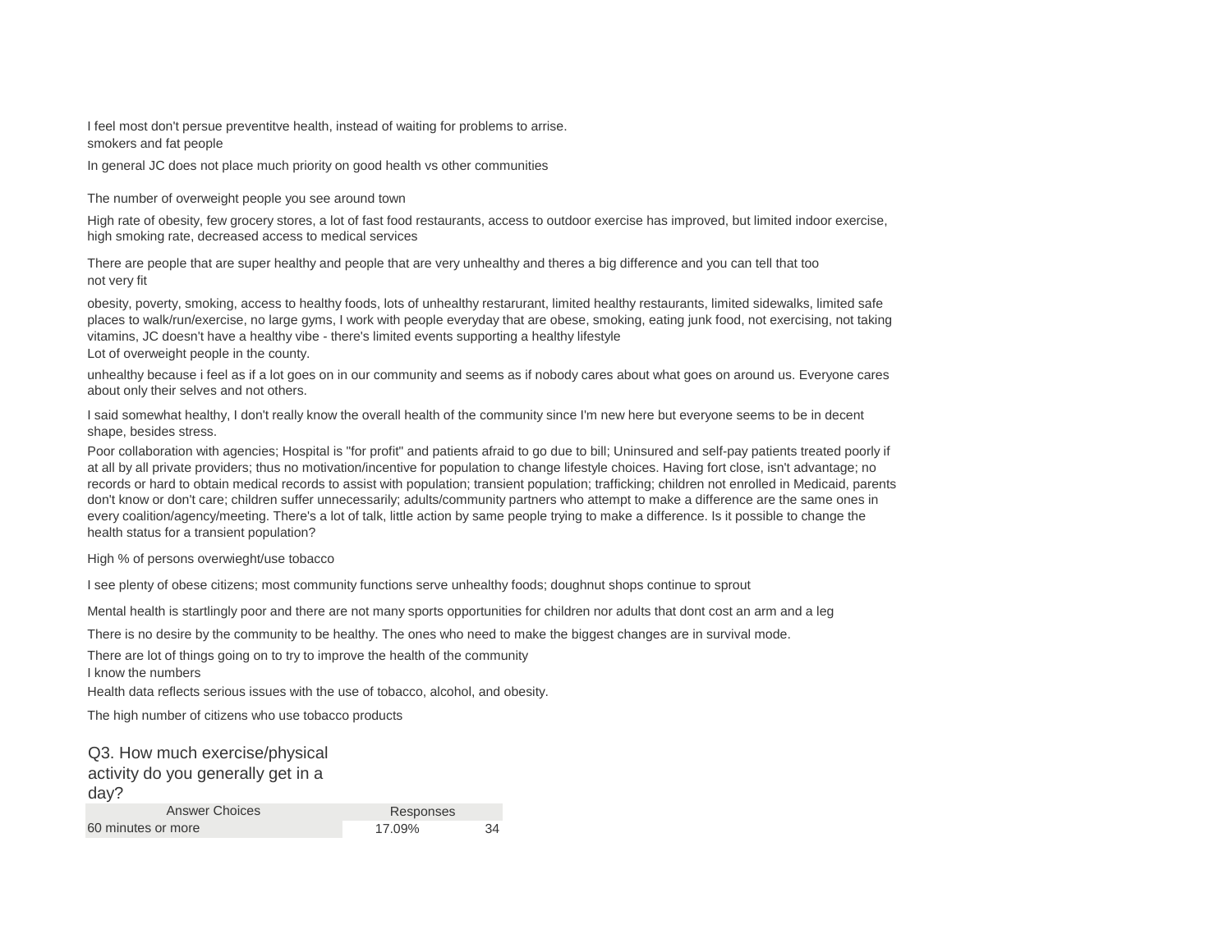I feel most don't persue preventitve health, instead of waiting for problems to arrise.

smokers and fat people

In general JC does not place much priority on good health vs other communities

The number of overweight people you see around town

High rate of obesity, few grocery stores, a lot of fast food restaurants, access to outdoor exercise has improved, but limited indoor exercise, high smoking rate, decreased access to medical services

There are people that are super healthy and people that are very unhealthy and theres a big difference and you can tell that too

not very fit

obesity, poverty, smoking, access to healthy foods, lots of unhealthy restarurant, limited healthy restaurants, limited sidewalks, limited safe places to walk/run/exercise, no large gyms, I work with people everyday that are obese, smoking, eating junk food, not exercising, not taking vitamins, JC doesn't have a healthy vibe - there's limited events supporting a healthy lifestyle

Lot of overweight people in the county.

unhealthy because i feel as if a lot goes on in our community and seems as if nobody cares about what goes on around us. Everyone cares about only their selves and not others.

I said somewhat healthy, I don't really know the overall health of the community since I'm new here but everyone seems to be in decent shape, besides stress.

Poor collaboration with agencies; Hospital is "for profit" and patients afraid to go due to bill; Uninsured and self-pay patients treated poorly if at all by all private providers; thus no motivation/incentive for population to change lifestyle choices. Having fort close, isn't advantage; no records or hard to obtain medical records to assist with population; transient population; trafficking; children not enrolled in Medicaid, parents don't know or don't care; children suffer unnecessarily; adults/community partners who attempt to make a difference are the same ones in every coalition/agency/meeting. There's a lot of talk, little action by same people trying to make a difference. Is it possible to change the health status for a transient population?

High % of persons overwieght/use tobacco

I see plenty of obese citizens; most community functions serve unhealthy foods; doughnut shops continue to sprout

Mental health is startlingly poor and there are not many sports opportunities for children nor adults that dont cost an arm and a leg

There is no desire by the community to be healthy. The ones who need to make the biggest changes are in survival mode.

There are lot of things going on to try to improve the health of the community

I know the numbers

Health data reflects serious issues with the use of tobacco, alcohol, and obesity.

The high number of citizens who use tobacco products

## Q3. How much exercise/physical activity do you generally get in a day?

| Answer Choices | Responses | |
|---|---|---|
| 60 minutes or more | 17.09% | 34 |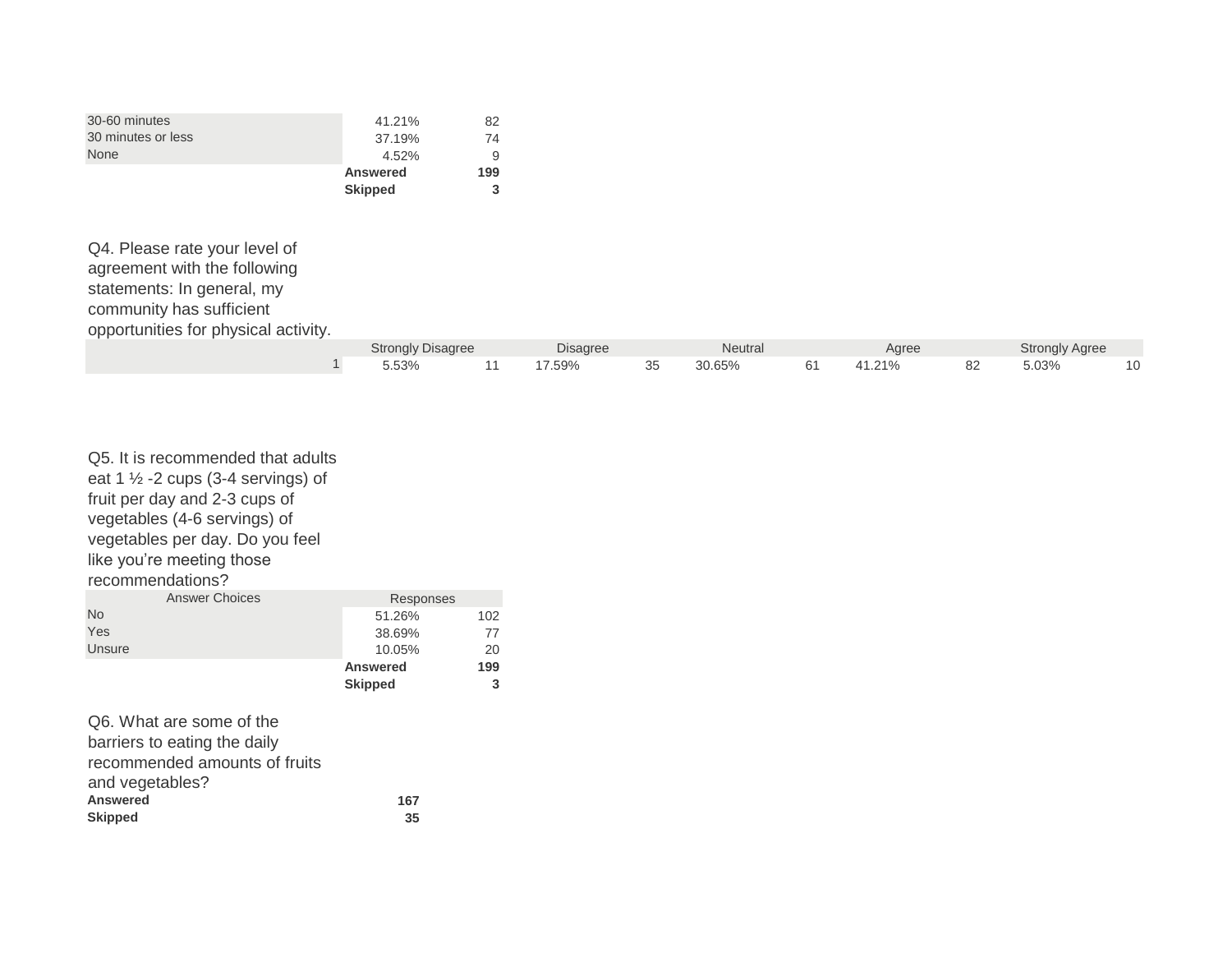| | | |
|---|---|---|
| 30-60 minutes | 41.21% | 82 |
| 30 minutes or less | 37.19% | 74 |
| None | 4.52% | 9 |
| | **Answered** | **199** |
| | **Skipped** | **3** |

Q4. Please rate your level of agreement with the following statements: In general, my community has sufficient opportunities for physical activity.

| | Strongly Disagree | | Disagree | | Neutral | | Agree | | Strongly Agree | |
|---|---|---|---|---|---|---|---|---|---|---|
| 1 | 5.53% | 11 | 17.59% | 35 | 30.65% | 61 | 41.21% | 82 | 5.03% | 10 |

Q5. It is recommended that adults eat 1 ½ -2 cups (3-4 servings) of fruit per day and 2-3 cups of vegetables (4-6 servings) of vegetables per day. Do you feel like you're meeting those recommendations?

| Answer Choices | Responses | |
|---|---|---|
| No | 51.26% | 102 |
| Yes | 38.69% | 77 |
| Unsure | 10.05% | 20 |
| | **Answered** | **199** |
| | **Skipped** | **3** |

Q6. What are some of the barriers to eating the daily recommended amounts of fruits and vegetables?

| | |
|---|---|
| **Answered** | **167** |
| **Skipped** | **35** |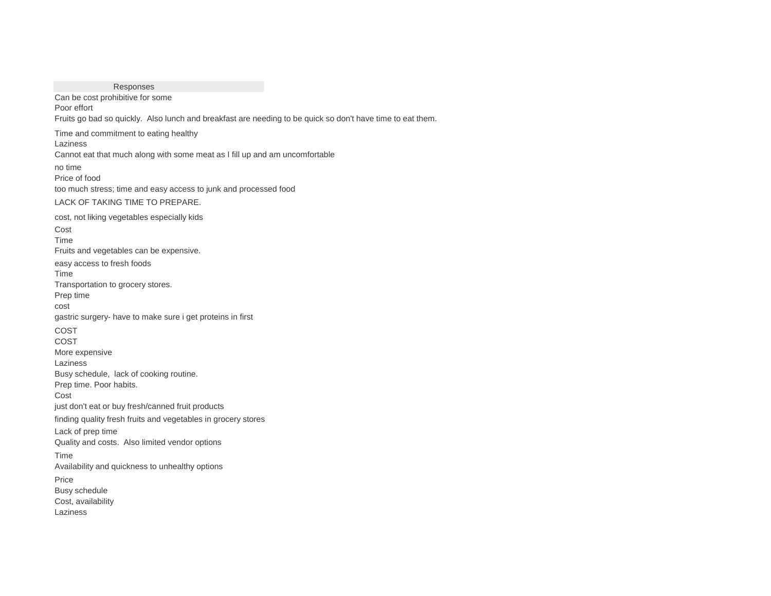| Responses |
|---|
| Can be cost prohibitive for some |
| Poor effort |
| Fruits go bad so quickly.  Also lunch and breakfast are needing to be quick so don't have time to eat them. |
| Time and commitment to eating healthy |
| Laziness |
| Cannot eat that much along with some meat as I fill up and am uncomfortable |
| no time |
| Price of food |
| too much stress; time and easy access to junk and processed food |
| LACK OF TAKING TIME TO PREPARE. |
| cost, not liking vegetables especially kids |
| Cost |
| Time |
| Fruits and vegetables can be expensive. |
| easy access to fresh foods |
| Time |
| Transportation to grocery stores. |
| Prep time |
| cost |
| gastric surgery- have to make sure i get proteins in first |
| COST |
| COST |
| More expensive |
| Laziness |
| Busy schedule,  lack of cooking routine. |
| Prep time. Poor habits. |
| Cost |
| just don't eat or buy fresh/canned fruit products |
| finding quality fresh fruits and vegetables in grocery stores |
| Lack of prep time |
| Quality and costs.  Also limited vendor options |
| Time |
| Availability and quickness to unhealthy options |
| Price |
| Busy schedule |
| Cost, availability |
| Laziness |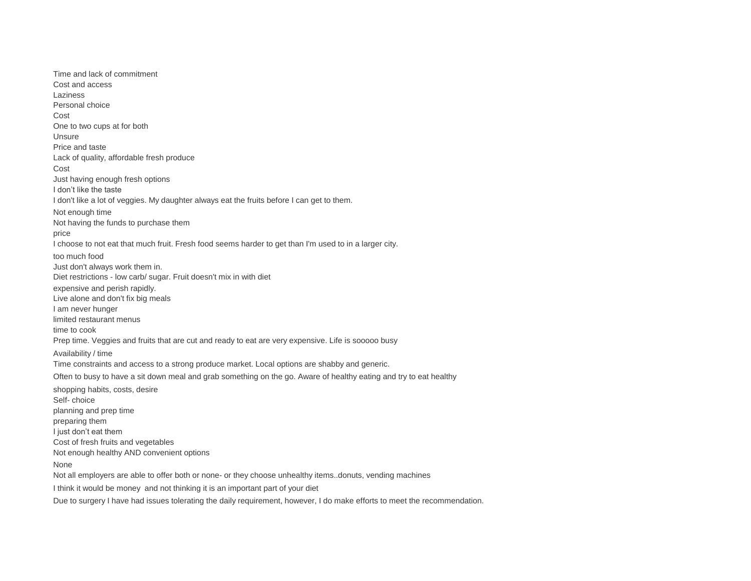Time and lack of commitment
Cost and access
Laziness
Personal choice
Cost
One to two cups at for both
Unsure
Price and taste
Lack of quality, affordable fresh produce
Cost
Just having enough fresh options
I don’t like the taste
I don't like a lot of veggies. My daughter always eat the fruits before I can get to them.
Not enough time
Not having the funds to purchase them
price
I choose to not eat that much fruit. Fresh food seems harder to get than I'm used to in a larger city.
too much food
Just don't always work them in.
Diet restrictions - low carb/ sugar. Fruit doesn't mix in with diet
expensive and perish rapidly.
Live alone and don't fix big meals
I am never hunger
limited restaurant menus
time to cook
Prep time. Veggies and fruits that are cut and ready to eat are very expensive. Life is sooooo busy
Availability / time
Time constraints and access to a strong produce market. Local options are shabby and generic.
Often to busy to have a sit down meal and grab something on the go. Aware of healthy eating and try to eat healthy
shopping habits, costs, desire
Self- choice
planning and prep time
preparing them
I just don’t eat them
Cost of fresh fruits and vegetables
Not enough healthy AND convenient options
None
Not all employers are able to offer both or none- or they choose unhealthy items..donuts, vending machines
I think it would be money and not thinking it is an important part of your diet
Due to surgery I have had issues tolerating the daily requirement, however, I do make efforts to meet the recommendation.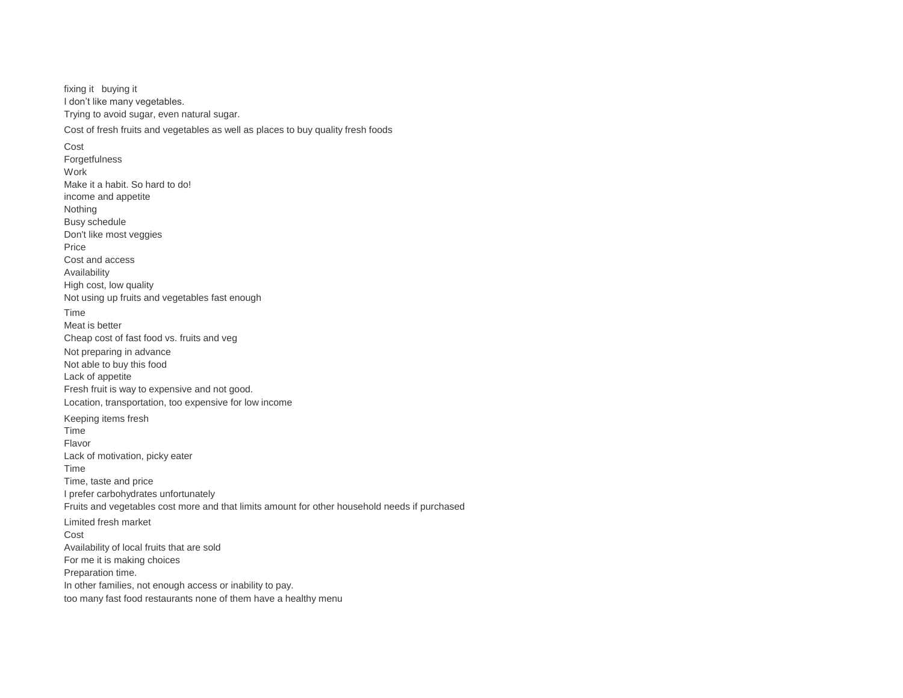fixing it   buying it

I don’t like many vegetables.

Trying to avoid sugar, even natural sugar.

Cost of fresh fruits and vegetables as well as places to buy quality fresh foods

Cost

Forgetfulness

Work

Make it a habit. So hard to do!

income and appetite

Nothing

Busy schedule

Don't like most veggies

Price

Cost and access

Availability

High cost, low quality

Not using up fruits and vegetables fast enough

Time

Meat is better

Cheap cost of fast food vs. fruits and veg

Not preparing in advance

Not able to buy this food

Lack of appetite

Fresh fruit is way to expensive and not good.

Location, transportation, too expensive for low income

Keeping items fresh

Time

Flavor

Lack of motivation, picky eater

Time

Time, taste and price

I prefer carbohydrates unfortunately

Fruits and vegetables cost more and that limits amount for other household needs if purchased

Limited fresh market

Cost

Availability of local fruits that are sold

For me it is making choices

Preparation time.

In other families, not enough access or inability to pay.

too many fast food restaurants none of them have a healthy menu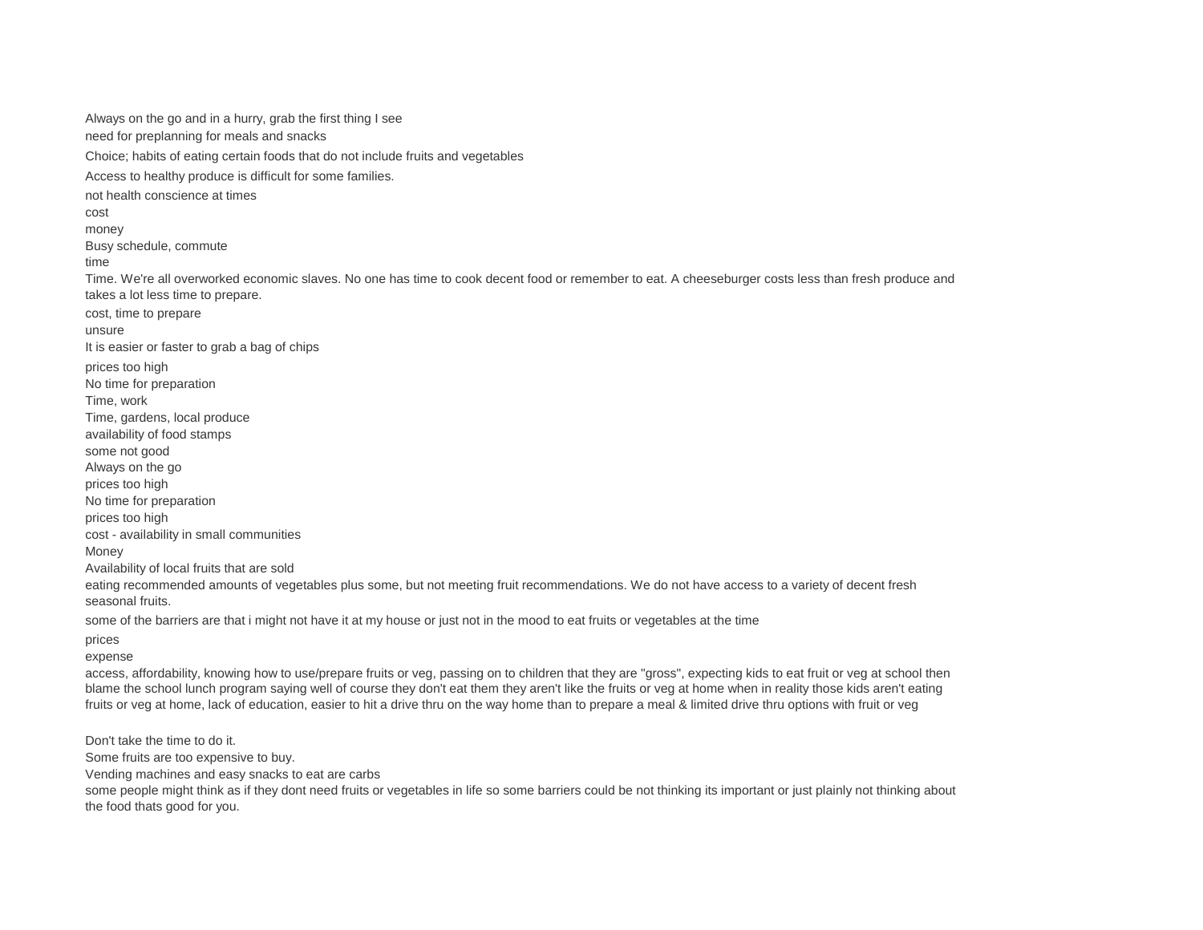Always on the go and in a hurry, grab the first thing I see

need for preplanning for meals and snacks

Choice; habits of eating certain foods that do not include fruits and vegetables

Access to healthy produce is difficult for some families.

not health conscience at times

cost

money

Busy schedule, commute

time

Time. We're all overworked economic slaves. No one has time to cook decent food or remember to eat. A cheeseburger costs less than fresh produce and takes a lot less time to prepare.

cost, time to prepare

unsure

It is easier or faster to grab a bag of chips

prices too high

No time for preparation

Time, work

Time, gardens, local produce

availability of food stamps

some not good

Always on the go

prices too high

No time for preparation

prices too high

cost - availability in small communities

Money

Availability of local fruits that are sold

eating recommended amounts of vegetables plus some, but not meeting fruit recommendations. We do not have access to a variety of decent fresh seasonal fruits.

some of the barriers are that i might not have it at my house or just not in the mood to eat fruits or vegetables at the time

prices

expense

access, affordability, knowing how to use/prepare fruits or veg, passing on to children that they are "gross", expecting kids to eat fruit or veg at school then blame the school lunch program saying well of course they don't eat them they aren't like the fruits or veg at home when in reality those kids aren't eating fruits or veg at home, lack of education, easier to hit a drive thru on the way home than to prepare a meal & limited drive thru options with fruit or veg

Don't take the time to do it.

Some fruits are too expensive to buy.

Vending machines and easy snacks to eat are carbs

some people might think as if they dont need fruits or vegetables in life so some barriers could be not thinking its important or just plainly not thinking about the food thats good for you.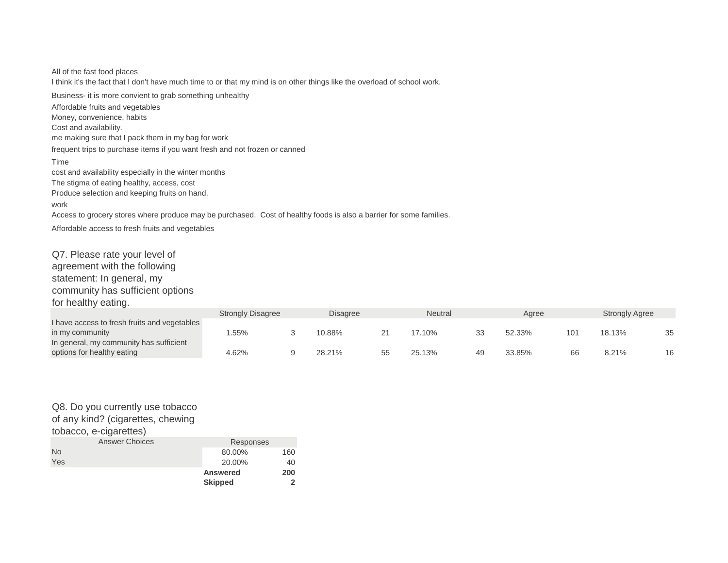All of the fast food places

I think it's the fact that I don't have much time to or that my mind is on other things like the overload of school work.

Business- it is more convient to grab something unhealthy

Affordable fruits and vegetables

Money, convenience, habits

Cost and availability.

me making sure that I pack them in my bag for work

frequent trips to purchase items if you want fresh and not frozen or canned

Time

cost and availability especially in the winter months

The stigma of eating healthy, access, cost

Produce selection and keeping fruits on hand.

work

Access to grocery stores where produce may be purchased.  Cost of healthy foods is also a barrier for some families.

Affordable access to fresh fruits and vegetables

## Q7. Please rate your level of agreement with the following statement: In general, my community has sufficient options for healthy eating.

| | Strongly Disagree | | Disagree | | Neutral | | Agree | | Strongly Agree | |
|---|---|---|---|---|---|---|---|---|---|---|
| I have access to fresh fruits and vegetables in my community | 1.55% | 3 | 10.88% | 21 | 17.10% | 33 | 52.33% | 101 | 18.13% | 35 |
| In general, my community has sufficient options for healthy eating | 4.62% | 9 | 28.21% | 55 | 25.13% | 49 | 33.85% | 66 | 8.21% | 16 |

## Q8. Do you currently use tobacco of any kind? (cigarettes, chewing tobacco, e-cigarettes)

| Answer Choices | Responses | |
|---|---|---|
| No | 80.00% | 160 |
| Yes | 20.00% | 40 |
| | **Answered** | **200** |
| | **Skipped** | **2** |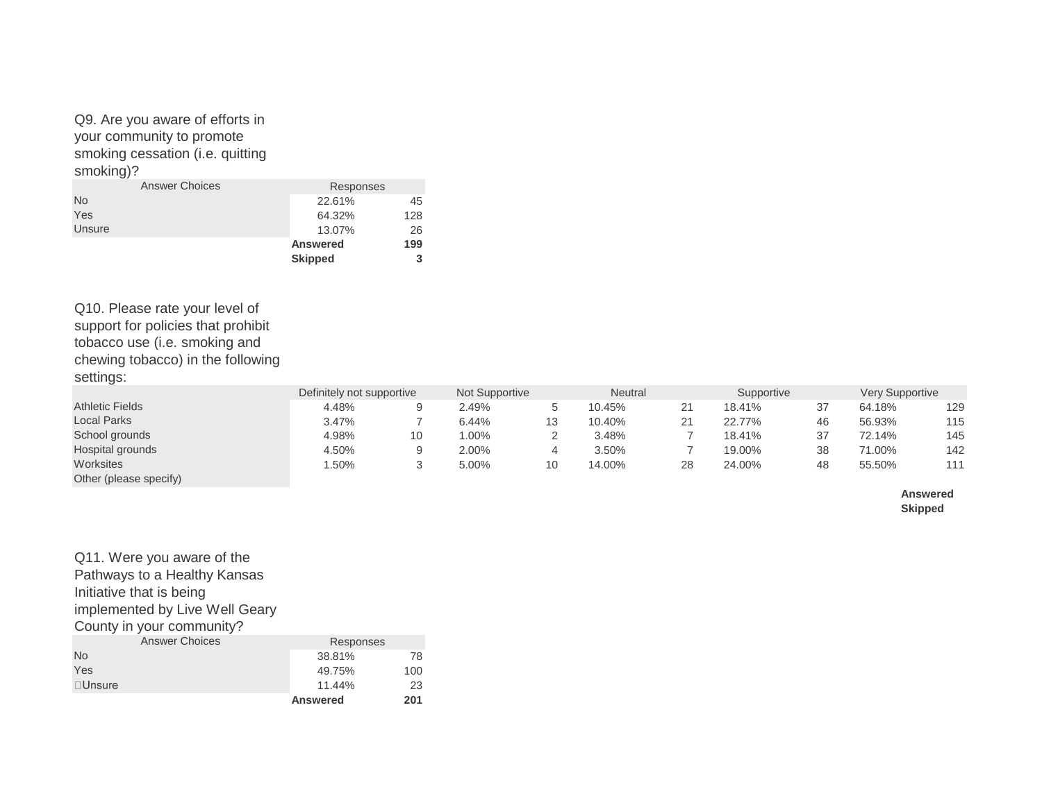Q9. Are you aware of efforts in your community to promote smoking cessation (i.e. quitting smoking)?

| Answer Choices | Responses | |
|---|---|---|
| No | 22.61% | 45 |
| Yes | 64.32% | 128 |
| Unsure | 13.07% | 26 |
| | **Answered** | **199** |
| | **Skipped** | **3** |

Q10. Please rate your level of support for policies that prohibit tobacco use (i.e. smoking and chewing tobacco) in the following settings:

| | Definitely not supportive | | Not Supportive | | Neutral | | Supportive | | Very Supportive | |
|---|---|---|---|---|---|---|---|---|---|---|
| Athletic Fields | 4.48% | 9 | 2.49% | 5 | 10.45% | 21 | 18.41% | 37 | 64.18% | 129 |
| Local Parks | 3.47% | 7 | 6.44% | 13 | 10.40% | 21 | 22.77% | 46 | 56.93% | 115 |
| School grounds | 4.98% | 10 | 1.00% | 2 | 3.48% | 7 | 18.41% | 37 | 72.14% | 145 |
| Hospital grounds | 4.50% | 9 | 2.00% | 4 | 3.50% | 7 | 19.00% | 38 | 71.00% | 142 |
| Worksites | 1.50% | 3 | 5.00% | 10 | 14.00% | 28 | 24.00% | 48 | 55.50% | 111 |
| Other (please specify) | | | | | | | | | | |
| | | | | | | | | | **Answered** | |
| | | | | | | | | | **Skipped** | |

Q11. Were you aware of the Pathways to a Healthy Kansas Initiative that is being implemented by Live Well Geary County in your community?

| Answer Choices | Responses | |
|---|---|---|
| No | 38.81% | 78 |
| Yes | 49.75% | 100 |
| Unsure | 11.44% | 23 |
| | **Answered** | **201** |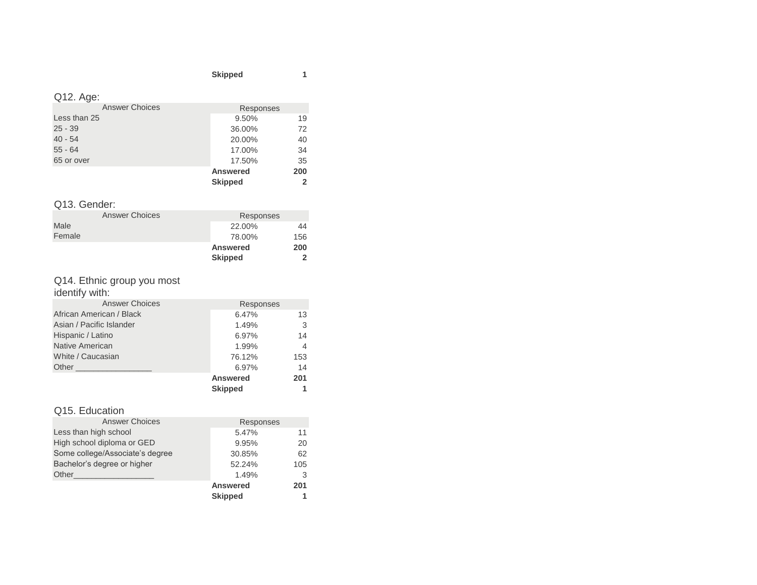| | | |
|---|---|---|
| | **Skipped** | **1** |

Q12. Age:

| Answer Choices | Responses | |
|---|---|---|
| Less than 25 | 9.50% | 19 |
| 25 - 39 | 36.00% | 72 |
| 40 - 54 | 20.00% | 40 |
| 55 - 64 | 17.00% | 34 |
| 65 or over | 17.50% | 35 |
| | **Answered** | **200** |
| | **Skipped** | **2** |

Q13. Gender:

| Answer Choices | Responses | |
|---|---|---|
| Male | 22.00% | 44 |
| Female | 78.00% | 156 |
| | **Answered** | **200** |
| | **Skipped** | **2** |

Q14. Ethnic group you most identify with:

| Answer Choices | Responses | |
|---|---|---|
| African American / Black | 6.47% | 13 |
| Asian / Pacific Islander | 1.49% | 3 |
| Hispanic / Latino | 6.97% | 14 |
| Native American | 1.99% | 4 |
| White / Caucasian | 76.12% | 153 |
| Other ________________ | 6.97% | 14 |
| | **Answered** | **201** |
| | **Skipped** | **1** |

Q15. Education

| Answer Choices | Responses | |
|---|---|---|
| Less than high school | 5.47% | 11 |
| High school diploma or GED | 9.95% | 20 |
| Some college/Associate's degree | 30.85% | 62 |
| Bachelor's degree or higher | 52.24% | 105 |
| Other__________________ | 1.49% | 3 |
| | **Answered** | **201** |
| | **Skipped** | **1** |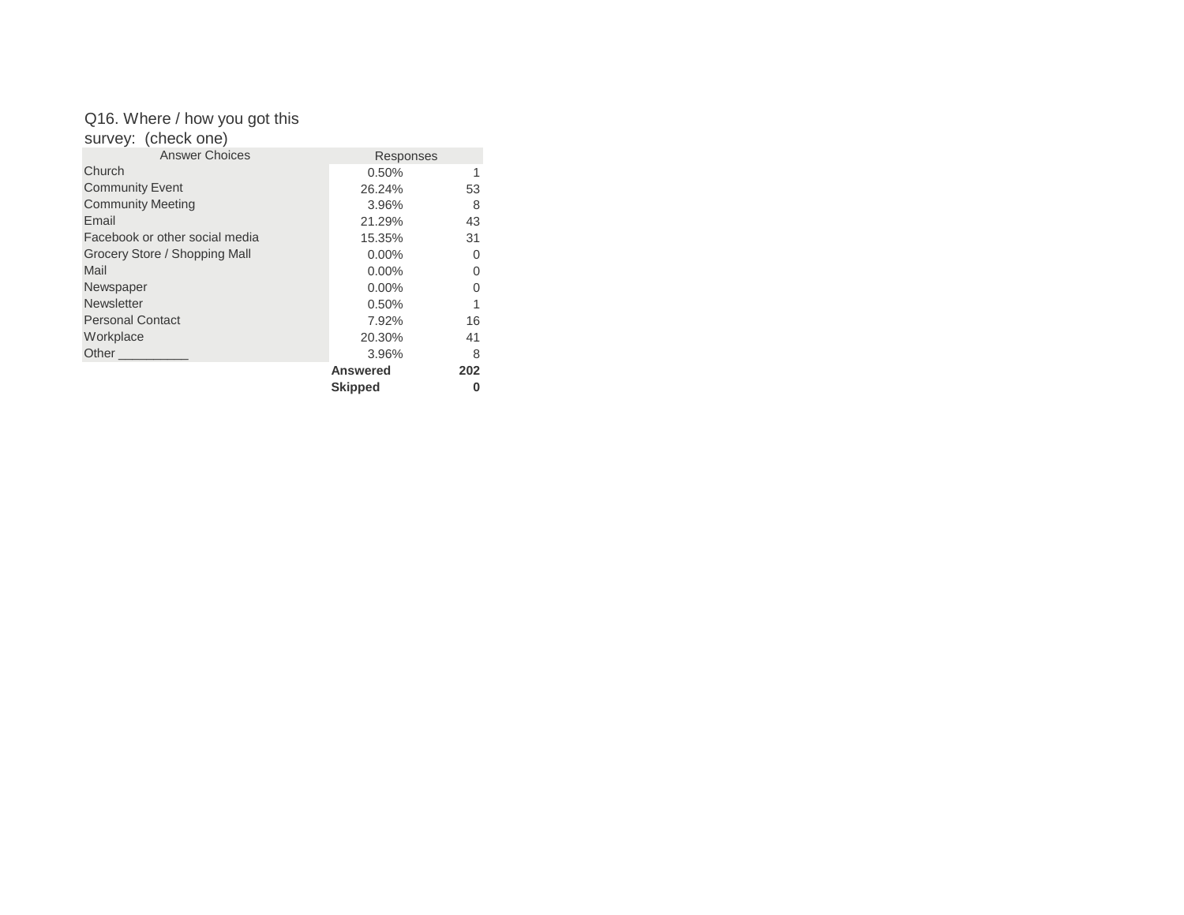Q16. Where / how you got this survey: (check one)

| Answer Choices | Responses | |
|---|---|---|
| Church | 0.50% | 1 |
| Community Event | 26.24% | 53 |
| Community Meeting | 3.96% | 8 |
| Email | 21.29% | 43 |
| Facebook or other social media | 15.35% | 31 |
| Grocery Store / Shopping Mall | 0.00% | 0 |
| Mail | 0.00% | 0 |
| Newspaper | 0.00% | 0 |
| Newsletter | 0.50% | 1 |
| Personal Contact | 7.92% | 16 |
| Workplace | 20.30% | 41 |
| Other __________ | 3.96% | 8 |
| | **Answered** | **202** |
| | **Skipped** | **0** |